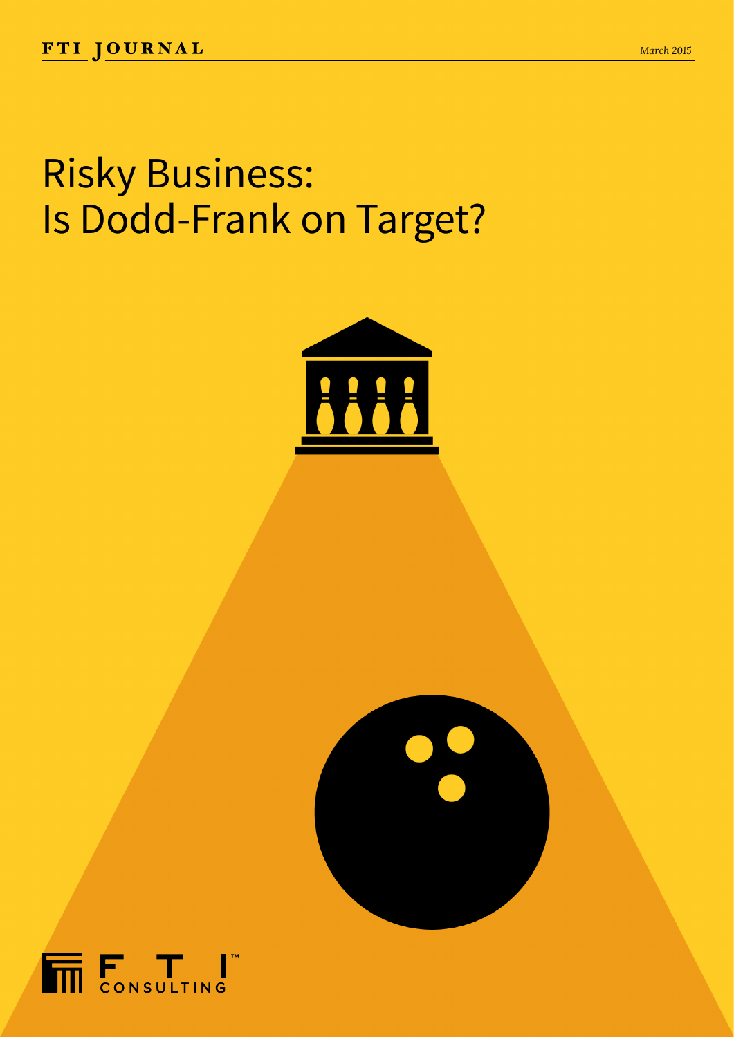FTI JOURNAL

March 2015

# Risky Business: Is Dodd-Frank on Target?

FTI CONSULTING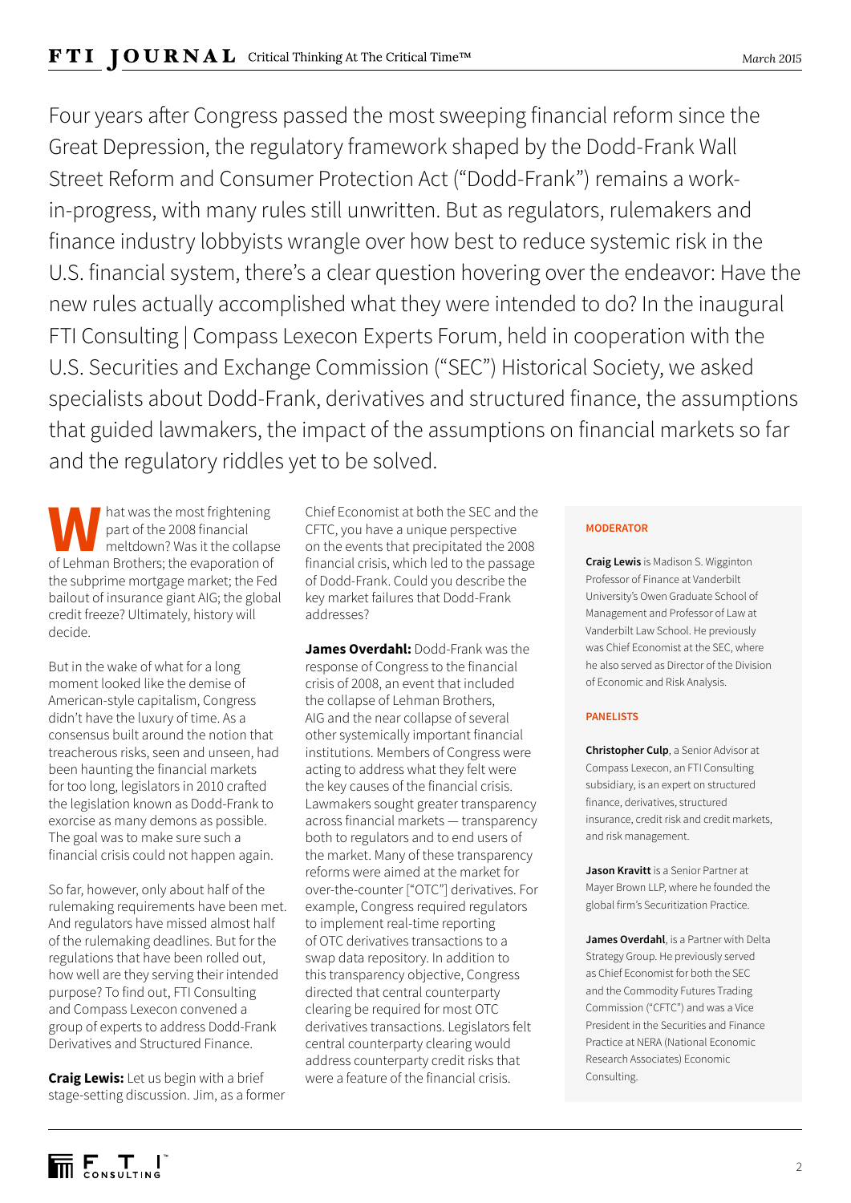Four years after Congress passed the most sweeping financial reform since the Great Depression, the regulatory framework shaped by the Dodd-Frank Wall Street Reform and Consumer Protection Act ("Dodd-Frank") remains a work-in-progress, with many rules still unwritten. But as regulators, rulemakers and finance industry lobbyists wrangle over how best to reduce systemic risk in the U.S. financial system, there's a clear question hovering over the endeavor: Have the new rules actually accomplished what they were intended to do? In the inaugural FTI Consulting | Compass Lexecon Experts Forum, held in cooperation with the U.S. Securities and Exchange Commission ("SEC") Historical Society, we asked specialists about Dodd-Frank, derivatives and structured finance, the assumptions that guided lawmakers, the impact of the assumptions on financial markets so far and the regulatory riddles yet to be solved.

What was the most frightening part of the 2008 financial meltdown? Was it the collapse of Lehman Brothers; the evaporation of the subprime mortgage market; the Fed bailout of insurance giant AIG; the global credit freeze? Ultimately, history will decide.

But in the wake of what for a long moment looked like the demise of American-style capitalism, Congress didn't have the luxury of time. As a consensus built around the notion that treacherous risks, seen and unseen, had been haunting the financial markets for too long, legislators in 2010 crafted the legislation known as Dodd-Frank to exorcise as many demons as possible. The goal was to make sure such a financial crisis could not happen again.

So far, however, only about half of the rulemaking requirements have been met. And regulators have missed almost half of the rulemaking deadlines. But for the regulations that have been rolled out, how well are they serving their intended purpose? To find out, FTI Consulting and Compass Lexecon convened a group of experts to address Dodd-Frank Derivatives and Structured Finance.

**Craig Lewis:** Let us begin with a brief stage-setting discussion. Jim, as a former Chief Economist at both the SEC and the CFTC, you have a unique perspective on the events that precipitated the 2008 financial crisis, which led to the passage of Dodd-Frank. Could you describe the key market failures that Dodd-Frank addresses?

**James Overdahl:** Dodd-Frank was the response of Congress to the financial crisis of 2008, an event that included the collapse of Lehman Brothers, AIG and the near collapse of several other systemically important financial institutions. Members of Congress were acting to address what they felt were the key causes of the financial crisis. Lawmakers sought greater transparency across financial markets — transparency both to regulators and to end users of the market. Many of these transparency reforms were aimed at the market for over-the-counter ["OTC"] derivatives. For example, Congress required regulators to implement real-time reporting of OTC derivatives transactions to a swap data repository. In addition to this transparency objective, Congress directed that central counterparty clearing be required for most OTC derivatives transactions. Legislators felt central counterparty clearing would address counterparty credit risks that were a feature of the financial crisis.

**MODERATOR**

**Craig Lewis** is Madison S. Wigginton Professor of Finance at Vanderbilt University's Owen Graduate School of Management and Professor of Law at Vanderbilt Law School. He previously was Chief Economist at the SEC, where he also served as Director of the Division of Economic and Risk Analysis.

**PANELISTS**

**Christopher Culp**, a Senior Advisor at Compass Lexecon, an FTI Consulting subsidiary, is an expert on structured finance, derivatives, structured insurance, credit risk and credit markets, and risk management.

**Jason Kravitt** is a Senior Partner at Mayer Brown LLP, where he founded the global firm's Securitization Practice.

**James Overdahl**, is a Partner with Delta Strategy Group. He previously served as Chief Economist for both the SEC and the Commodity Futures Trading Commission ("CFTC") and was a Vice President in the Securities and Finance Practice at NERA (National Economic Research Associates) Economic Consulting.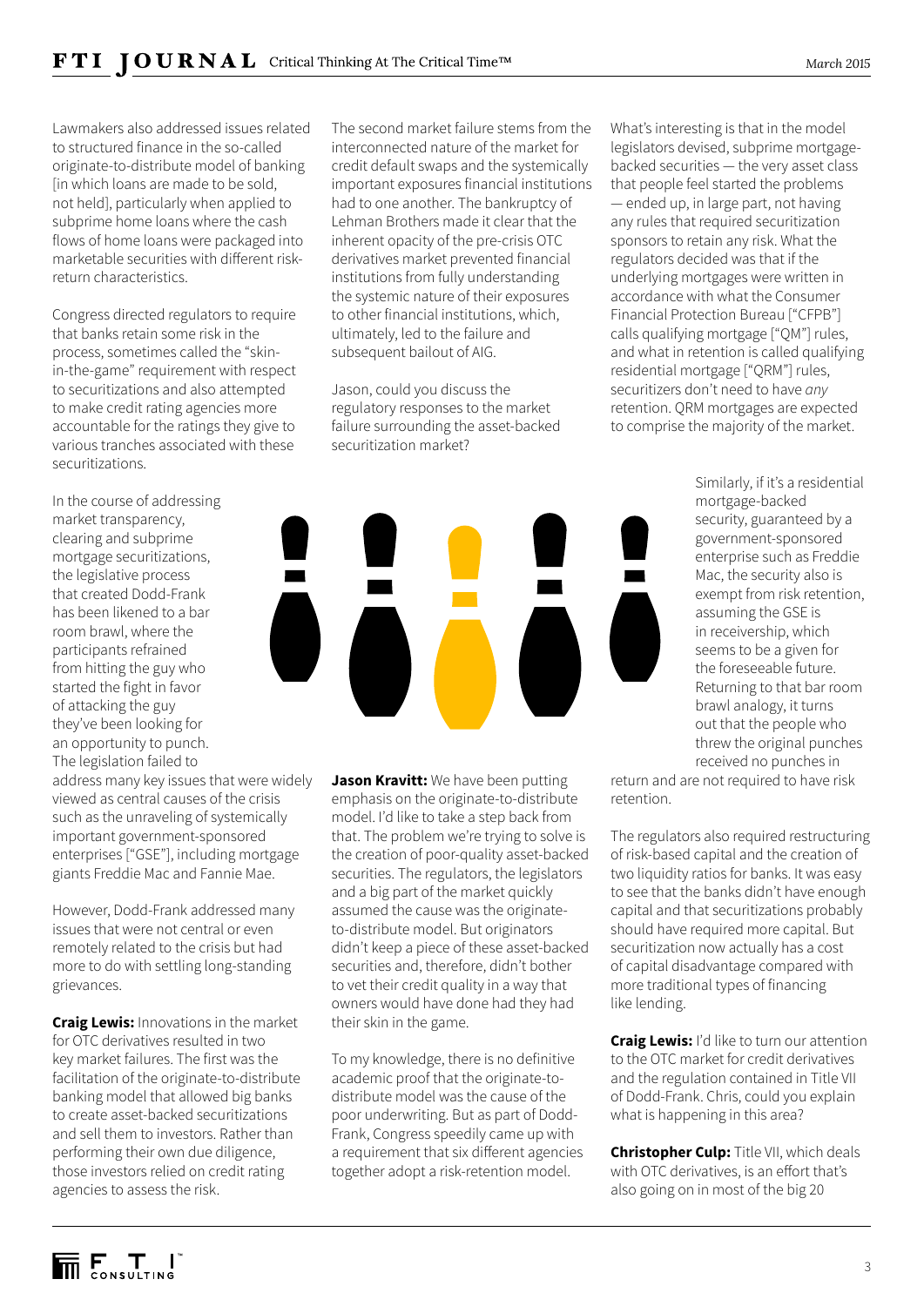Lawmakers also addressed issues related to structured finance in the so-called originate-to-distribute model of banking [in which loans are made to be sold, not held], particularly when applied to subprime home loans where the cash flows of home loans were packaged into marketable securities with different risk-return characteristics.

Congress directed regulators to require that banks retain some risk in the process, sometimes called the "skin-in-the-game" requirement with respect to securitizations and also attempted to make credit rating agencies more accountable for the ratings they give to various tranches associated with these securitizations.

In the course of addressing market transparency, clearing and subprime mortgage securitizations, the legislative process that created Dodd-Frank has been likened to a bar room brawl, where the participants refrained from hitting the guy who started the fight in favor of attacking the guy they've been looking for an opportunity to punch. The legislation failed to address many key issues that were widely viewed as central causes of the crisis such as the unraveling of systemically important government-sponsored enterprises ["GSE"], including mortgage giants Freddie Mac and Fannie Mae.

However, Dodd-Frank addressed many issues that were not central or even remotely related to the crisis but had more to do with settling long-standing grievances.

**Craig Lewis:** Innovations in the market for OTC derivatives resulted in two key market failures. The first was the facilitation of the originate-to-distribute banking model that allowed big banks to create asset-backed securitizations and sell them to investors. Rather than performing their own due diligence, those investors relied on credit rating agencies to assess the risk.

The second market failure stems from the interconnected nature of the market for credit default swaps and the systemically important exposures financial institutions had to one another. The bankruptcy of Lehman Brothers made it clear that the inherent opacity of the pre-crisis OTC derivatives market prevented financial institutions from fully understanding the systemic nature of their exposures to other financial institutions, which, ultimately, led to the failure and subsequent bailout of AIG.

Jason, could you discuss the regulatory responses to the market failure surrounding the asset-backed securitization market?

**Jason Kravitt:** We have been putting emphasis on the originate-to-distribute model. I'd like to take a step back from that. The problem we're trying to solve is the creation of poor-quality asset-backed securities. The regulators, the legislators and a big part of the market quickly assumed the cause was the originate-to-distribute model. But originators didn't keep a piece of these asset-backed securities and, therefore, didn't bother to vet their credit quality in a way that owners would have done had they had their skin in the game.

To my knowledge, there is no definitive academic proof that the originate-to-distribute model was the cause of the poor underwriting. But as part of Dodd-Frank, Congress speedily came up with a requirement that six different agencies together adopt a risk-retention model.

What's interesting is that in the model legislators devised, subprime mortgage-backed securities — the very asset class that people feel started the problems — ended up, in large part, not having any rules that required securitization sponsors to retain any risk. What the regulators decided was that if the underlying mortgages were written in accordance with what the Consumer Financial Protection Bureau ["CFPB"] calls qualifying mortgage ["QM"] rules, and what in retention is called qualifying residential mortgage ["QRM"] rules, securitizers don't need to have *any* retention. QRM mortgages are expected to comprise the majority of the market.

Similarly, if it's a residential mortgage-backed security, guaranteed by a government-sponsored enterprise such as Freddie Mac, the security also is exempt from risk retention, assuming the GSE is in receivership, which seems to be a given for the foreseeable future. Returning to that bar room brawl analogy, it turns out that the people who threw the original punches received no punches in return and are not required to have risk retention.

The regulators also required restructuring of risk-based capital and the creation of two liquidity ratios for banks. It was easy to see that the banks didn't have enough capital and that securitizations probably should have required more capital. But securitization now actually has a cost of capital disadvantage compared with more traditional types of financing like lending.

**Craig Lewis:** I'd like to turn our attention to the OTC market for credit derivatives and the regulation contained in Title VII of Dodd-Frank. Chris, could you explain what is happening in this area?

**Christopher Culp:** Title VII, which deals with OTC derivatives, is an effort that's also going on in most of the big 20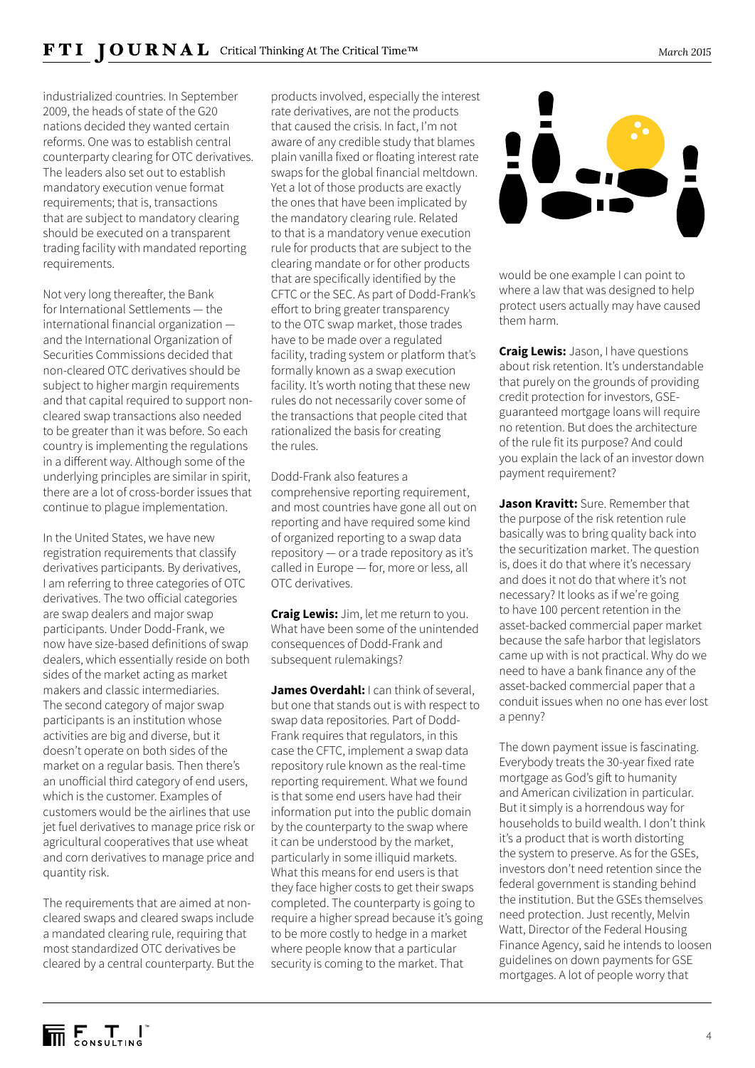industrialized countries. In September 2009, the heads of state of the G20 nations decided they wanted certain reforms. One was to establish central counterparty clearing for OTC derivatives. The leaders also set out to establish mandatory execution venue format requirements; that is, transactions that are subject to mandatory clearing should be executed on a transparent trading facility with mandated reporting requirements.

Not very long thereafter, the Bank for International Settlements — the international financial organization — and the International Organization of Securities Commissions decided that non-cleared OTC derivatives should be subject to higher margin requirements and that capital required to support non-cleared swap transactions also needed to be greater than it was before. So each country is implementing the regulations in a different way. Although some of the underlying principles are similar in spirit, there are a lot of cross-border issues that continue to plague implementation.

In the United States, we have new registration requirements that classify derivatives participants. By derivatives, I am referring to three categories of OTC derivatives. The two official categories are swap dealers and major swap participants. Under Dodd-Frank, we now have size-based definitions of swap dealers, which essentially reside on both sides of the market acting as market makers and classic intermediaries. The second category of major swap participants is an institution whose activities are big and diverse, but it doesn't operate on both sides of the market on a regular basis. Then there's an unofficial third category of end users, which is the customer. Examples of customers would be the airlines that use jet fuel derivatives to manage price risk or agricultural cooperatives that use wheat and corn derivatives to manage price and quantity risk.

The requirements that are aimed at non-cleared swaps and cleared swaps include a mandated clearing rule, requiring that most standardized OTC derivatives be cleared by a central counterparty. But the products involved, especially the interest rate derivatives, are not the products that caused the crisis. In fact, I'm not aware of any credible study that blames plain vanilla fixed or floating interest rate swaps for the global financial meltdown. Yet a lot of those products are exactly the ones that have been implicated by the mandatory clearing rule. Related to that is a mandatory venue execution rule for products that are subject to the clearing mandate or for other products that are specifically identified by the CFTC or the SEC. As part of Dodd-Frank's effort to bring greater transparency to the OTC swap market, those trades have to be made over a regulated facility, trading system or platform that's formally known as a swap execution facility. It's worth noting that these new rules do not necessarily cover some of the transactions that people cited that rationalized the basis for creating the rules.

Dodd-Frank also features a comprehensive reporting requirement, and most countries have gone all out on reporting and have required some kind of organized reporting to a swap data repository — or a trade repository as it's called in Europe — for, more or less, all OTC derivatives.

**Craig Lewis:** Jim, let me return to you. What have been some of the unintended consequences of Dodd-Frank and subsequent rulemakings?

**James Overdahl:** I can think of several, but one that stands out is with respect to swap data repositories. Part of Dodd-Frank requires that regulators, in this case the CFTC, implement a swap data repository rule known as the real-time reporting requirement. What we found is that some end users have had their information put into the public domain by the counterparty to the swap where it can be understood by the market, particularly in some illiquid markets. What this means for end users is that they face higher costs to get their swaps completed. The counterparty is going to require a higher spread because it's going to be more costly to hedge in a market where people know that a particular security is coming to the market. That would be one example I can point to where a law that was designed to help protect users actually may have caused them harm.

**Craig Lewis:** Jason, I have questions about risk retention. It's understandable that purely on the grounds of providing credit protection for investors, GSE-guaranteed mortgage loans will require no retention. But does the architecture of the rule fit its purpose? And could you explain the lack of an investor down payment requirement?

**Jason Kravitt:** Sure. Remember that the purpose of the risk retention rule basically was to bring quality back into the securitization market. The question is, does it do that where it's necessary and does it not do that where it's not necessary? It looks as if we're going to have 100 percent retention in the asset-backed commercial paper market because the safe harbor that legislators came up with is not practical. Why do we need to have a bank finance any of the asset-backed commercial paper that a conduit issues when no one has ever lost a penny?

The down payment issue is fascinating. Everybody treats the 30-year fixed rate mortgage as God's gift to humanity and American civilization in particular. But it simply is a horrendous way for households to build wealth. I don't think it's a product that is worth distorting the system to preserve. As for the GSEs, investors don't need retention since the federal government is standing behind the institution. But the GSEs themselves need protection. Just recently, Melvin Watt, Director of the Federal Housing Finance Agency, said he intends to loosen guidelines on down payments for GSE mortgages. A lot of people worry that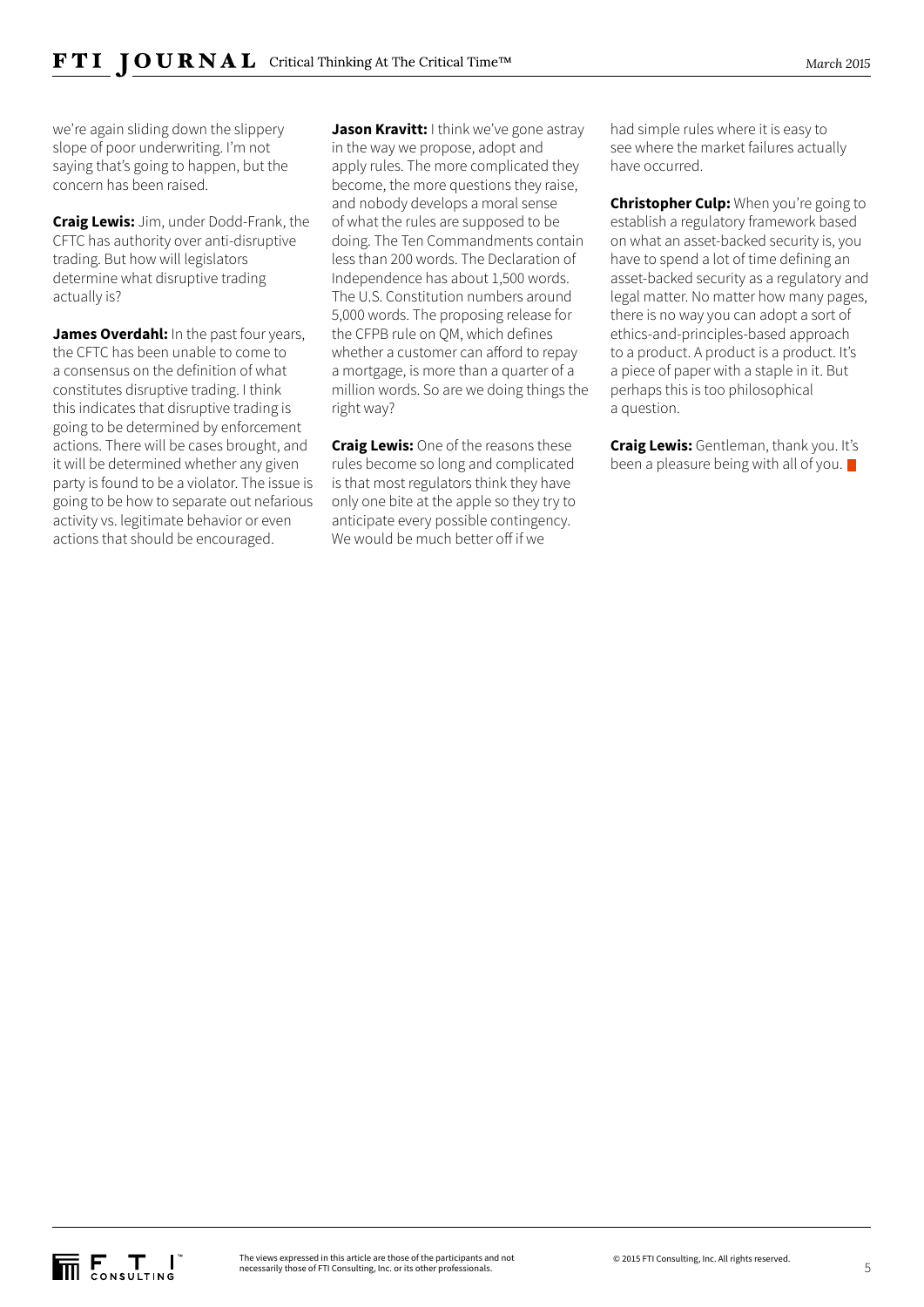we're again sliding down the slippery slope of poor underwriting. I'm not saying that's going to happen, but the concern has been raised.

**Craig Lewis:** Jim, under Dodd-Frank, the CFTC has authority over anti-disruptive trading. But how will legislators determine what disruptive trading actually is?

**James Overdahl:** In the past four years, the CFTC has been unable to come to a consensus on the definition of what constitutes disruptive trading. I think this indicates that disruptive trading is going to be determined by enforcement actions. There will be cases brought, and it will be determined whether any given party is found to be a violator. The issue is going to be how to separate out nefarious activity vs. legitimate behavior or even actions that should be encouraged.

**Jason Kravitt:** I think we've gone astray in the way we propose, adopt and apply rules. The more complicated they become, the more questions they raise, and nobody develops a moral sense of what the rules are supposed to be doing. The Ten Commandments contain less than 200 words. The Declaration of Independence has about 1,500 words. The U.S. Constitution numbers around 5,000 words. The proposing release for the CFPB rule on QM, which defines whether a customer can afford to repay a mortgage, is more than a quarter of a million words. So are we doing things the right way?

**Craig Lewis:** One of the reasons these rules become so long and complicated is that most regulators think they have only one bite at the apple so they try to anticipate every possible contingency. We would be much better off if we had simple rules where it is easy to see where the market failures actually have occurred.

**Christopher Culp:** When you're going to establish a regulatory framework based on what an asset-backed security is, you have to spend a lot of time defining an asset-backed security as a regulatory and legal matter. No matter how many pages, there is no way you can adopt a sort of ethics-and-principles-based approach to a product. A product is a product. It's a piece of paper with a staple in it. But perhaps this is too philosophical a question.

**Craig Lewis:** Gentleman, thank you. It's been a pleasure being with all of you. ■

The views expressed in this article are those of the participants and not necessarily those of FTI Consulting, Inc. or its other professionals.

© 2015 FTI Consulting, Inc. All rights reserved.